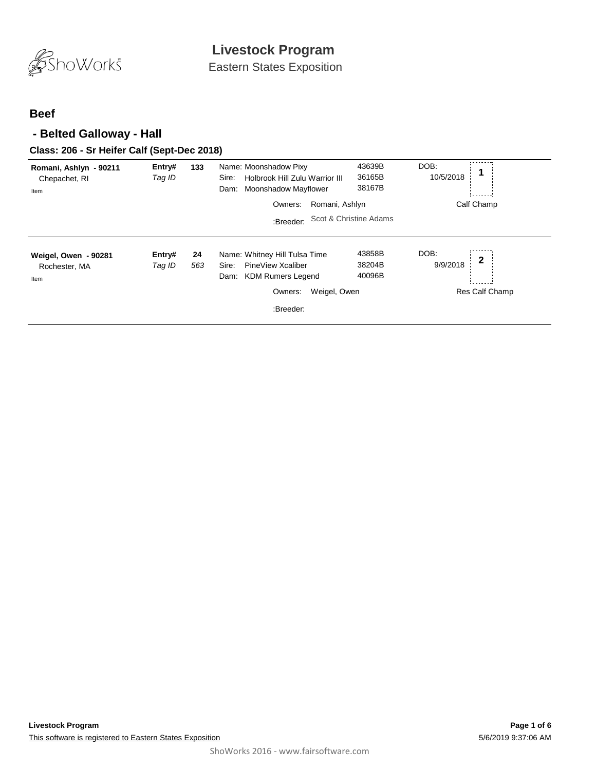# Livestock Program

Eastern States Exposition

## Beef

### - Belted Galloway - Hall

#### Class: 206 - Sr Heifer Calf (Sept-Dec 2018)

**Romani, Ashlyn - 90211**
Chepachet, RI
Item

**Entry#** 133
*Tag ID*

Name: Moonshadow Pixy — 43639B
Sire: Holbrook Hill Zulu Warrior III — 36165B
Dam: Moonshadow Mayflower — 38167B

Owners: Romani, Ashlyn
:Breeder: Scot & Christine Adams

DOB: 10/5/2018
Placing: 1
Calf Champ

---

**Weigel, Owen - 90281**
Rochester, MA
Item

**Entry#** 24
*Tag ID* 563

Name: Whitney Hill Tulsa Time — 43858B
Sire: PineView Xcaliber — 38204B
Dam: KDM Rumers Legend — 40096B

Owners: Weigel, Owen
:Breeder:

DOB: 9/9/2018
Placing: 2
Res Calf Champ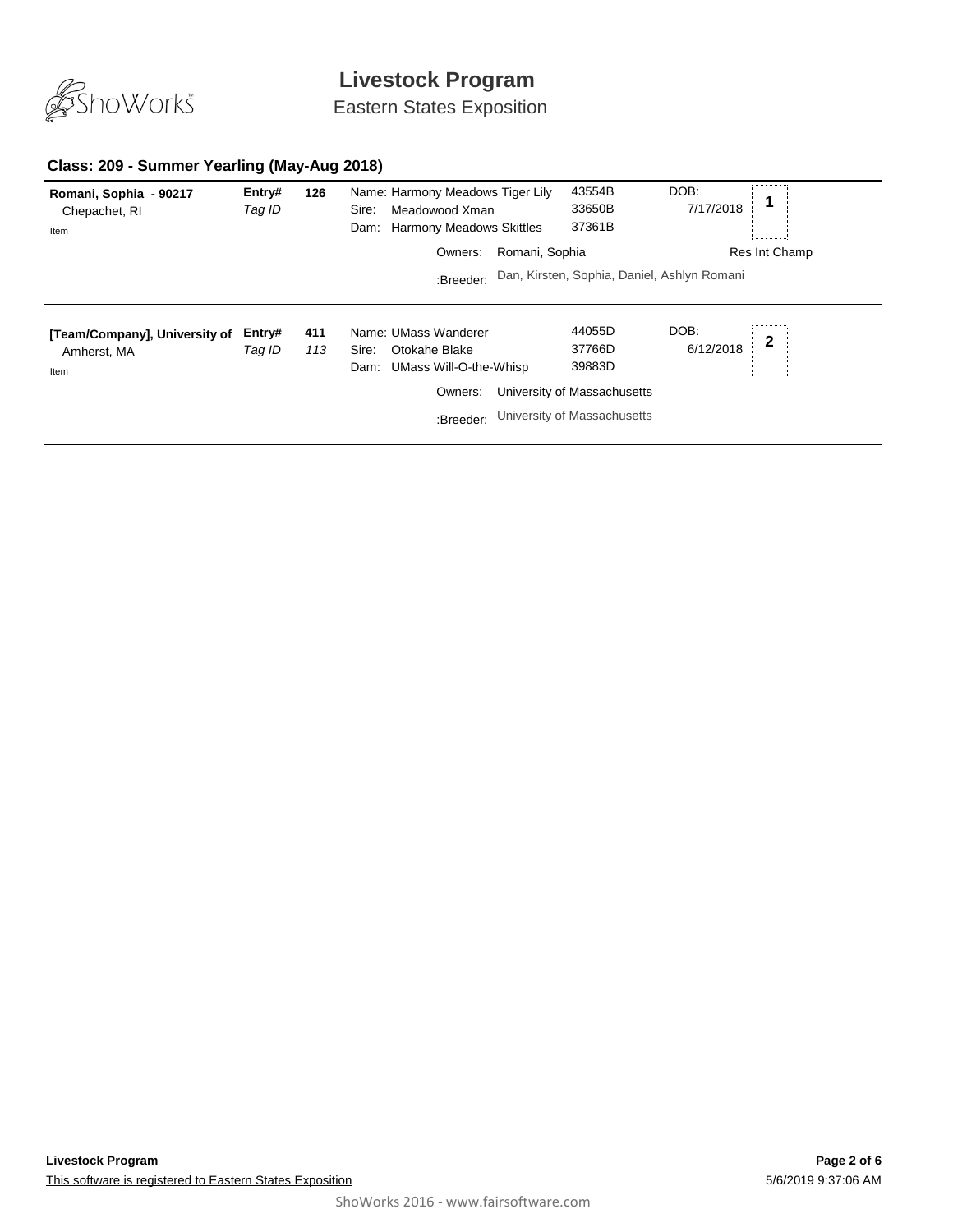# Livestock Program

Eastern States Exposition

## Class: 209 - Summer Yearling (May-Aug 2018)

**Romani, Sophia - 90217**
Chepachet, RI
Item

**Entry#** **126**
*Tag ID*

Name: Harmony Meadows Tiger Lily 43554B
Sire: Meadowood Xman 33650B
Dam: Harmony Meadows Skittles 37361B

DOB: 7/17/2018

**1**

Owners: Romani, Sophia

Res Int Champ

:Breeder: Dan, Kirsten, Sophia, Daniel, Ashlyn Romani

---

**[Team/Company], University of**
Amherst, MA
Item

**Entry#** **411**
*Tag ID* *113*

Name: UMass Wanderer 44055D
Sire: Otokahe Blake 37766D
Dam: UMass Will-O-the-Whisp 39883D

DOB: 6/12/2018

**2**

Owners: University of Massachusetts

:Breeder: University of Massachusetts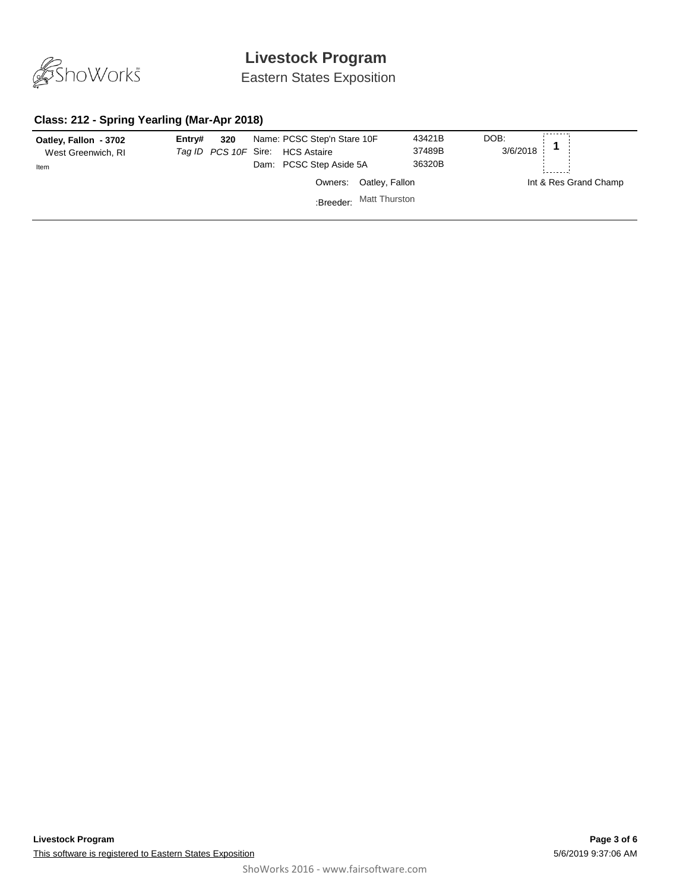# Livestock Program

Eastern States Exposition

### Class: 212 - Spring Yearling (Mar-Apr 2018)

| | | | | |
|---|---|---|---|---|
| **Oatley, Fallon - 3702**<br>West Greenwich, RI<br>Item | **Entry# 320**<br>*Tag ID PCS 10F* | Name: PCSC Step'n Stare 10F<br>Sire: HCS Astaire<br>Dam: PCSC Step Aside 5A | 43421B<br>37489B<br>36320B | DOB: 3/6/2018 **1** |
| | | Owners: Oatley, Fallon<br>:Breeder: Matt Thurston | | Int & Res Grand Champ |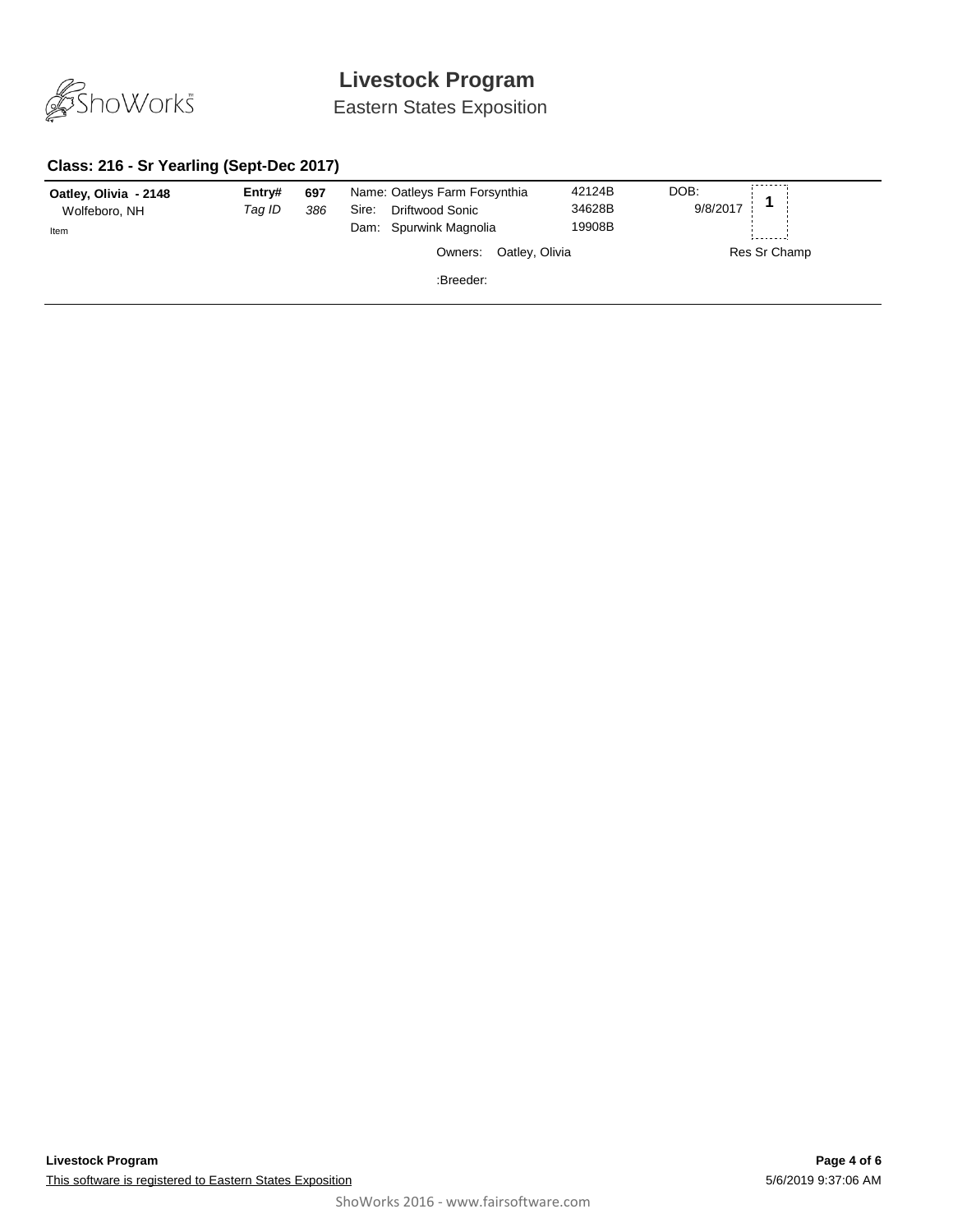# Livestock Program

Eastern States Exposition

### Class: 216 - Sr Yearling (Sept-Dec 2017)

| | | | | | | |
|---|---|---|---|---|---|---|
| **Oatley, Olivia - 2148** | **Entry#** | **697** | Name: Oatleys Farm Forsynthia | 42124B | DOB: | **1** |
| Wolfeboro, NH | *Tag ID* | *386* | Sire: Driftwood Sonic | 34628B | 9/8/2017 | |
| Item | | | Dam: Spurwink Magnolia | 19908B | | |
| | | | Owners: Oatley, Olivia | | | Res Sr Champ |
| | | | :Breeder: | | | |

**Livestock Program**

This software is registered to Eastern States Exposition

5/6/2019 9:37:06 AM

ShoWorks 2016 - www.fairsoftware.com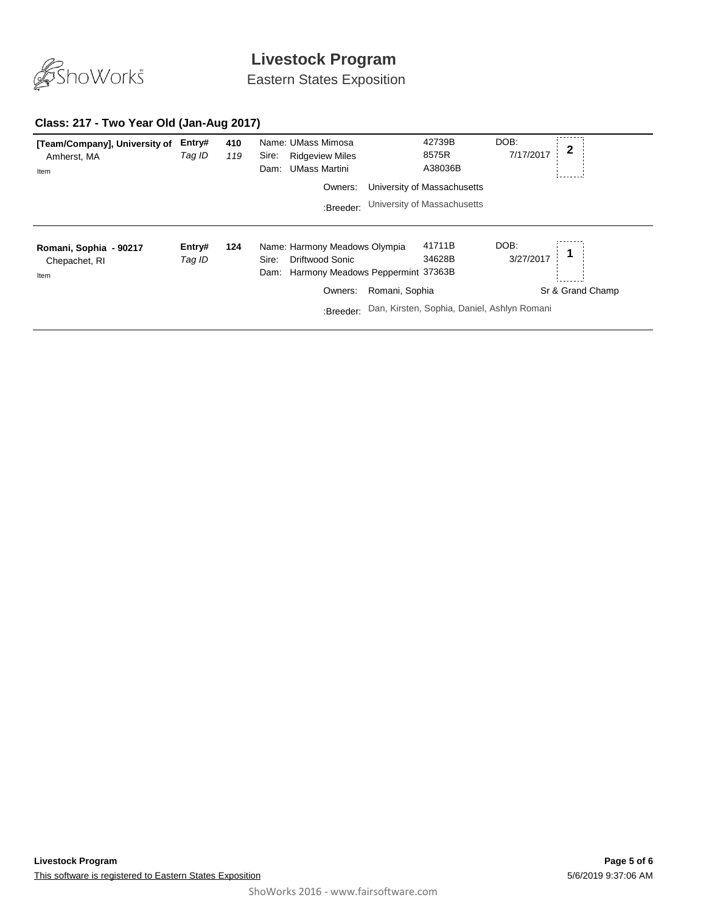# Livestock Program

Eastern States Exposition

## Class: 217 - Two Year Old (Jan-Aug 2017)

**[Team/Company], University of**
Amherst, MA
Item

**Entry#** 410
*Tag ID* 119

Name: UMass Mimosa — 42739B
Sire: Ridgeview Miles — 8575R
Dam: UMass Martini — A38036B

DOB: 7/17/2017

Placing: **2**

Owners: University of Massachusetts
:Breeder: University of Massachusetts

---

**Romani, Sophia - 90217**
Chepachet, RI
Item

**Entry#** 124
*Tag ID*

Name: Harmony Meadows Olympia — 41711B
Sire: Driftwood Sonic — 34628B
Dam: Harmony Meadows Peppermint — 37363B

DOB: 3/27/2017

Placing: **1**

Sr & Grand Champ

Owners: Romani, Sophia
:Breeder: Dan, Kirsten, Sophia, Daniel, Ashlyn Romani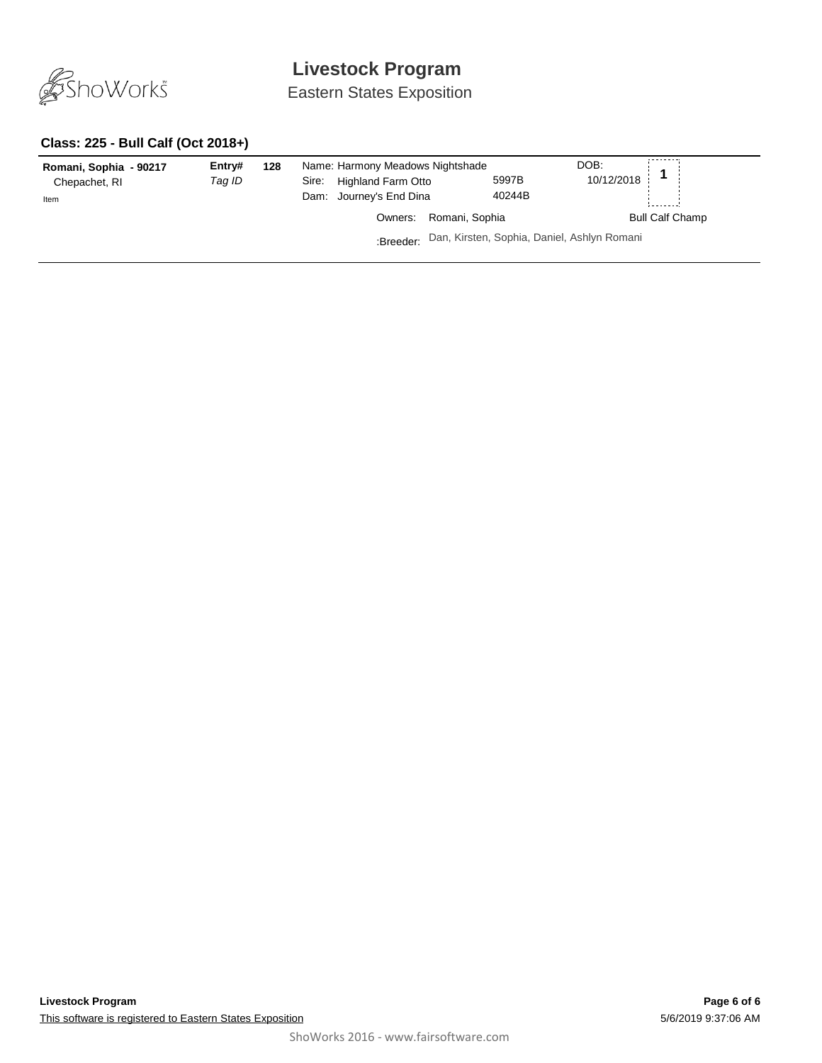# Livestock Program

Eastern States Exposition

### Class: 225 - Bull Calf (Oct 2018+)

**Romani, Sophia - 90217**
Chepachet, RI
Item

**Entry#** **128**
*Tag ID*

Name: Harmony Meadows Nightshade
Sire: Highland Farm Otto 5997B
Dam: Journey's End Dina 40244B

DOB: 10/12/2018

**1**

Owners: Romani, Sophia

Bull Calf Champ

:Breeder: Dan, Kirsten, Sophia, Daniel, Ashlyn Romani